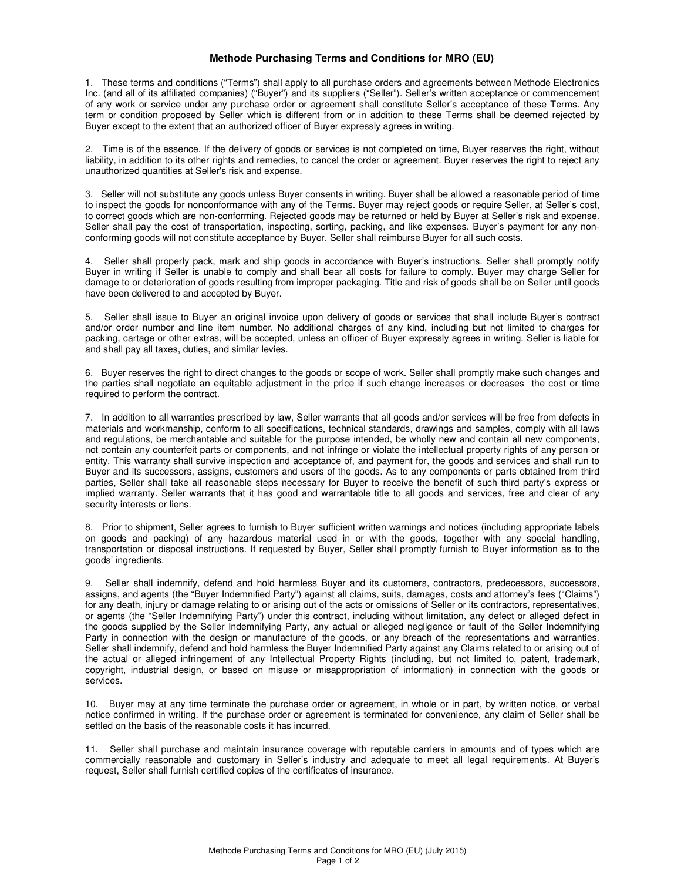# Methode Purchasing Terms and Conditions for MRO (EU)

1. These terms and conditions ("Terms") shall apply to all purchase orders and agreements between Methode Electronics Inc. (and all of its affiliated companies) ("Buyer") and its suppliers ("Seller"). Seller's written acceptance or commencement of any work or service under any purchase order or agreement shall constitute Seller's acceptance of these Terms. Any term or condition proposed by Seller which is different from or in addition to these Terms shall be deemed rejected by Buyer except to the extent that an authorized officer of Buyer expressly agrees in writing.

2. Time is of the essence. If the delivery of goods or services is not completed on time, Buyer reserves the right, without liability, in addition to its other rights and remedies, to cancel the order or agreement. Buyer reserves the right to reject any unauthorized quantities at Seller's risk and expense.

3. Seller will not substitute any goods unless Buyer consents in writing. Buyer shall be allowed a reasonable period of time to inspect the goods for nonconformance with any of the Terms. Buyer may reject goods or require Seller, at Seller's cost, to correct goods which are non-conforming. Rejected goods may be returned or held by Buyer at Seller's risk and expense. Seller shall pay the cost of transportation, inspecting, sorting, packing, and like expenses. Buyer's payment for any non-conforming goods will not constitute acceptance by Buyer. Seller shall reimburse Buyer for all such costs.

4. Seller shall properly pack, mark and ship goods in accordance with Buyer's instructions. Seller shall promptly notify Buyer in writing if Seller is unable to comply and shall bear all costs for failure to comply. Buyer may charge Seller for damage to or deterioration of goods resulting from improper packaging. Title and risk of goods shall be on Seller until goods have been delivered to and accepted by Buyer.

5. Seller shall issue to Buyer an original invoice upon delivery of goods or services that shall include Buyer's contract and/or order number and line item number. No additional charges of any kind, including but not limited to charges for packing, cartage or other extras, will be accepted, unless an officer of Buyer expressly agrees in writing. Seller is liable for and shall pay all taxes, duties, and similar levies.

6. Buyer reserves the right to direct changes to the goods or scope of work. Seller shall promptly make such changes and the parties shall negotiate an equitable adjustment in the price if such change increases or decreases the cost or time required to perform the contract.

7. In addition to all warranties prescribed by law, Seller warrants that all goods and/or services will be free from defects in materials and workmanship, conform to all specifications, technical standards, drawings and samples, comply with all laws and regulations, be merchantable and suitable for the purpose intended, be wholly new and contain all new components, not contain any counterfeit parts or components, and not infringe or violate the intellectual property rights of any person or entity. This warranty shall survive inspection and acceptance of, and payment for, the goods and services and shall run to Buyer and its successors, assigns, customers and users of the goods. As to any components or parts obtained from third parties, Seller shall take all reasonable steps necessary for Buyer to receive the benefit of such third party's express or implied warranty. Seller warrants that it has good and warrantable title to all goods and services, free and clear of any security interests or liens.

8. Prior to shipment, Seller agrees to furnish to Buyer sufficient written warnings and notices (including appropriate labels on goods and packing) of any hazardous material used in or with the goods, together with any special handling, transportation or disposal instructions. If requested by Buyer, Seller shall promptly furnish to Buyer information as to the goods' ingredients.

9. Seller shall indemnify, defend and hold harmless Buyer and its customers, contractors, predecessors, successors, assigns, and agents (the "Buyer Indemnified Party") against all claims, suits, damages, costs and attorney's fees ("Claims") for any death, injury or damage relating to or arising out of the acts or omissions of Seller or its contractors, representatives, or agents (the "Seller Indemnifying Party") under this contract, including without limitation, any defect or alleged defect in the goods supplied by the Seller Indemnifying Party, any actual or alleged negligence or fault of the Seller Indemnifying Party in connection with the design or manufacture of the goods, or any breach of the representations and warranties. Seller shall indemnify, defend and hold harmless the Buyer Indemnified Party against any Claims related to or arising out of the actual or alleged infringement of any Intellectual Property Rights (including, but not limited to, patent, trademark, copyright, industrial design, or based on misuse or misappropriation of information) in connection with the goods or services.

10. Buyer may at any time terminate the purchase order or agreement, in whole or in part, by written notice, or verbal notice confirmed in writing. If the purchase order or agreement is terminated for convenience, any claim of Seller shall be settled on the basis of the reasonable costs it has incurred.

11. Seller shall purchase and maintain insurance coverage with reputable carriers in amounts and of types which are commercially reasonable and customary in Seller's industry and adequate to meet all legal requirements. At Buyer's request, Seller shall furnish certified copies of the certificates of insurance.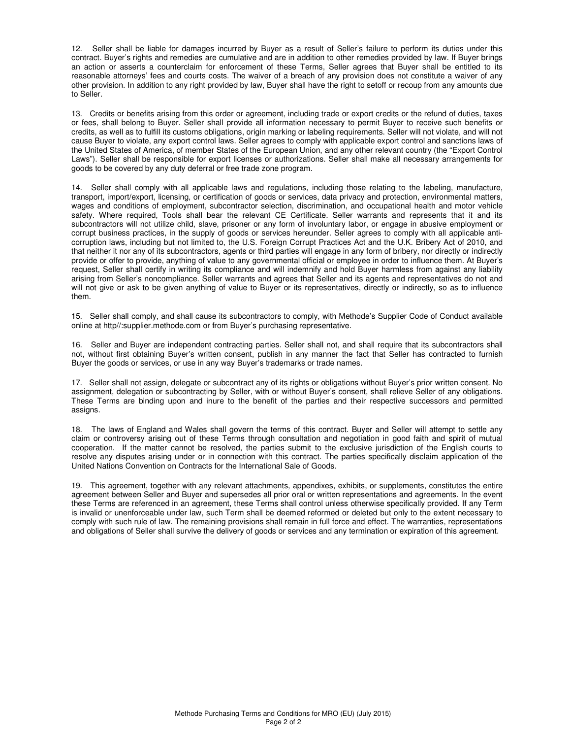12. Seller shall be liable for damages incurred by Buyer as a result of Seller's failure to perform its duties under this contract. Buyer's rights and remedies are cumulative and are in addition to other remedies provided by law. If Buyer brings an action or asserts a counterclaim for enforcement of these Terms, Seller agrees that Buyer shall be entitled to its reasonable attorneys' fees and courts costs. The waiver of a breach of any provision does not constitute a waiver of any other provision. In addition to any right provided by law, Buyer shall have the right to setoff or recoup from any amounts due to Seller.

13. Credits or benefits arising from this order or agreement, including trade or export credits or the refund of duties, taxes or fees, shall belong to Buyer. Seller shall provide all information necessary to permit Buyer to receive such benefits or credits, as well as to fulfill its customs obligations, origin marking or labeling requirements. Seller will not violate, and will not cause Buyer to violate, any export control laws. Seller agrees to comply with applicable export control and sanctions laws of the United States of America, of member States of the European Union, and any other relevant country (the "Export Control Laws"). Seller shall be responsible for export licenses or authorizations. Seller shall make all necessary arrangements for goods to be covered by any duty deferral or free trade zone program.

14. Seller shall comply with all applicable laws and regulations, including those relating to the labeling, manufacture, transport, import/export, licensing, or certification of goods or services, data privacy and protection, environmental matters, wages and conditions of employment, subcontractor selection, discrimination, and occupational health and motor vehicle safety. Where required, Tools shall bear the relevant CE Certificate. Seller warrants and represents that it and its subcontractors will not utilize child, slave, prisoner or any form of involuntary labor, or engage in abusive employment or corrupt business practices, in the supply of goods or services hereunder. Seller agrees to comply with all applicable anti-corruption laws, including but not limited to, the U.S. Foreign Corrupt Practices Act and the U.K. Bribery Act of 2010, and that neither it nor any of its subcontractors, agents or third parties will engage in any form of bribery, nor directly or indirectly provide or offer to provide, anything of value to any governmental official or employee in order to influence them. At Buyer's request, Seller shall certify in writing its compliance and will indemnify and hold Buyer harmless from against any liability arising from Seller's noncompliance. Seller warrants and agrees that Seller and its agents and representatives do not and will not give or ask to be given anything of value to Buyer or its representatives, directly or indirectly, so as to influence them.

15. Seller shall comply, and shall cause its subcontractors to comply, with Methode's Supplier Code of Conduct available online at http//:supplier.methode.com or from Buyer's purchasing representative.

16. Seller and Buyer are independent contracting parties. Seller shall not, and shall require that its subcontractors shall not, without first obtaining Buyer's written consent, publish in any manner the fact that Seller has contracted to furnish Buyer the goods or services, or use in any way Buyer's trademarks or trade names.

17. Seller shall not assign, delegate or subcontract any of its rights or obligations without Buyer's prior written consent. No assignment, delegation or subcontracting by Seller, with or without Buyer's consent, shall relieve Seller of any obligations. These Terms are binding upon and inure to the benefit of the parties and their respective successors and permitted assigns.

18. The laws of England and Wales shall govern the terms of this contract. Buyer and Seller will attempt to settle any claim or controversy arising out of these Terms through consultation and negotiation in good faith and spirit of mutual cooperation. If the matter cannot be resolved, the parties submit to the exclusive jurisdiction of the English courts to resolve any disputes arising under or in connection with this contract. The parties specifically disclaim application of the United Nations Convention on Contracts for the International Sale of Goods.

19. This agreement, together with any relevant attachments, appendixes, exhibits, or supplements, constitutes the entire agreement between Seller and Buyer and supersedes all prior oral or written representations and agreements. In the event these Terms are referenced in an agreement, these Terms shall control unless otherwise specifically provided. If any Term is invalid or unenforceable under law, such Term shall be deemed reformed or deleted but only to the extent necessary to comply with such rule of law. The remaining provisions shall remain in full force and effect. The warranties, representations and obligations of Seller shall survive the delivery of goods or services and any termination or expiration of this agreement.